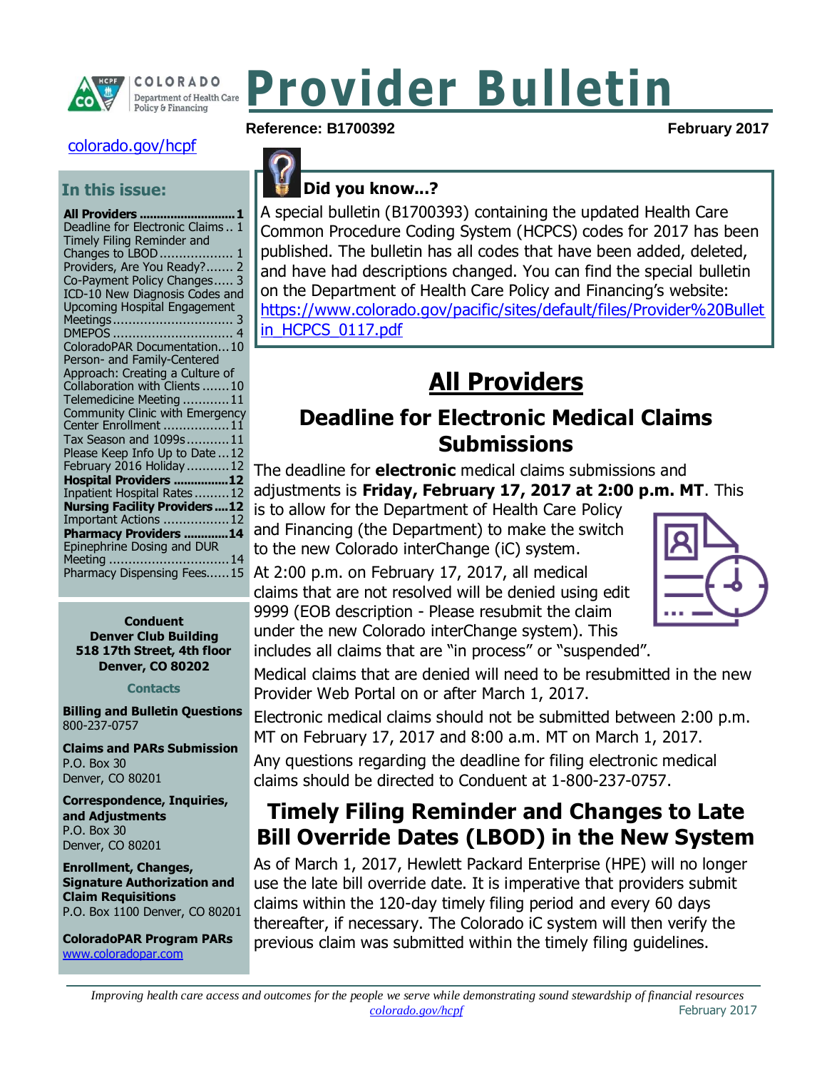# Provider Bulletin

**Reference: B1700392** **February 2017**

[colorado.gov/hcpf](colorado.gov/hcpf)

## In this issue:

**All Providers ........................... 1**
Deadline for Electronic Claims .. 1
Timely Filing Reminder and Changes to LBOD .................. 1
Providers, Are You Ready?....... 2
Co-Payment Policy Changes..... 3
ICD-10 New Diagnosis Codes and Upcoming Hospital Engagement Meetings.............................. 3
DMEPOS .............................. 4
ColoradoPAR Documentation...10
Person- and Family-Centered Approach: Creating a Culture of Collaboration with Clients .......10
Telemedicine Meeting ............11
Community Clinic with Emergency Center Enrollment ................11
Tax Season and 1099s...........11
Please Keep Info Up to Date ...12
February 2016 Holiday ...........12
**Hospital Providers ................12**
Inpatient Hospital Rates .........12
**Nursing Facility Providers....12**
Important Actions .................12
**Pharmacy Providers .............14**
Epinephrine Dosing and DUR Meeting ..............................14
Pharmacy Dispensing Fees......15

**Conduent**
**Denver Club Building**
**518 17th Street, 4th floor**
**Denver, CO 80202**

**Contacts**

**Billing and Bulletin Questions**
800-237-0757

**Claims and PARs Submission**
P.O. Box 30
Denver, CO 80201

**Correspondence, Inquiries, and Adjustments**
P.O. Box 30
Denver, CO 80201

**Enrollment, Changes, Signature Authorization and Claim Requisitions**
P.O. Box 1100 Denver, CO 80201

**ColoradoPAR Program PARs**
[www.coloradopar.com](www.coloradopar.com)

### Did you know...?

A special bulletin (B1700393) containing the updated Health Care Common Procedure Coding System (HCPCS) codes for 2017 has been published. The bulletin has all codes that have been added, deleted, and have had descriptions changed. You can find the special bulletin on the Department of Health Care Policy and Financing's website: [https://www.colorado.gov/pacific/sites/default/files/Provider%20Bulletin_HCPCS_0117.pdf](https://www.colorado.gov/pacific/sites/default/files/Provider%20Bulletin_HCPCS_0117.pdf)

# All Providers

## Deadline for Electronic Medical Claims Submissions

The deadline for **electronic** medical claims submissions and adjustments is **Friday, February 17, 2017 at 2:00 p.m. MT**. This is to allow for the Department of Health Care Policy and Financing (the Department) to make the switch to the new Colorado interChange (iC) system.

At 2:00 p.m. on February 17, 2017, all medical claims that are not resolved will be denied using edit 9999 (EOB description - Please resubmit the claim under the new Colorado interChange system). This includes all claims that are "in process" or "suspended".

Medical claims that are denied will need to be resubmitted in the new Provider Web Portal on or after March 1, 2017.

Electronic medical claims should not be submitted between 2:00 p.m. MT on February 17, 2017 and 8:00 a.m. MT on March 1, 2017.

Any questions regarding the deadline for filing electronic medical claims should be directed to Conduent at 1-800-237-0757.

## Timely Filing Reminder and Changes to Late Bill Override Dates (LBOD) in the New System

As of March 1, 2017, Hewlett Packard Enterprise (HPE) will no longer use the late bill override date. It is imperative that providers submit claims within the 120-day timely filing period and every 60 days thereafter, if necessary. The Colorado iC system will then verify the previous claim was submitted within the timely filing guidelines.

*Improving health care access and outcomes for the people we serve while demonstrating sound stewardship of financial resources*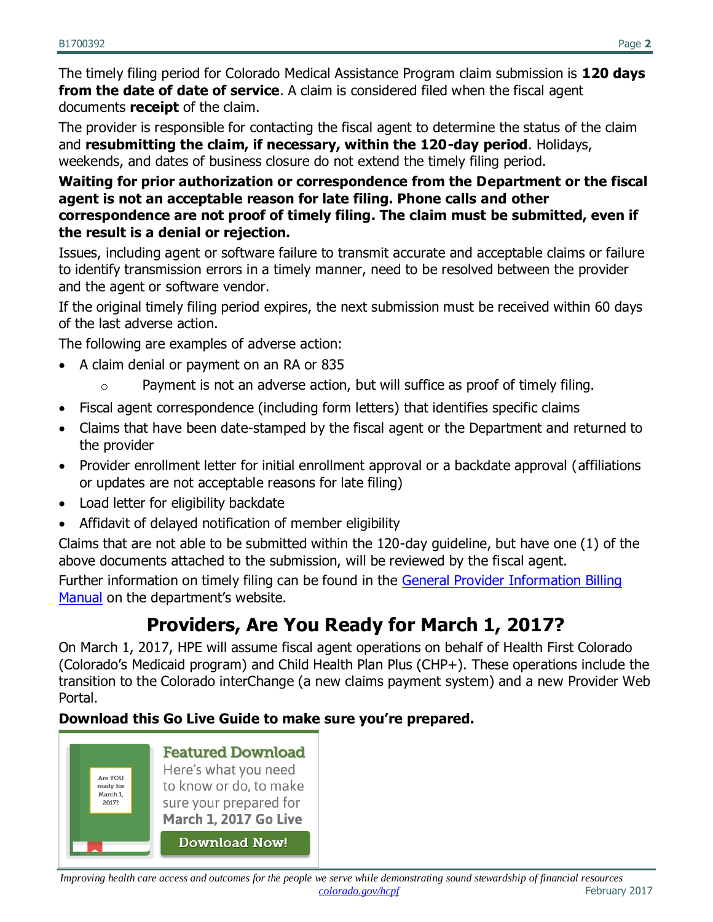The timely filing period for Colorado Medical Assistance Program claim submission is **120 days from the date of date of service**. A claim is considered filed when the fiscal agent documents **receipt** of the claim.

The provider is responsible for contacting the fiscal agent to determine the status of the claim and **resubmitting the claim, if necessary, within the 120-day period**. Holidays, weekends, and dates of business closure do not extend the timely filing period.

**Waiting for prior authorization or correspondence from the Department or the fiscal agent is not an acceptable reason for late filing. Phone calls and other correspondence are not proof of timely filing. The claim must be submitted, even if the result is a denial or rejection.**

Issues, including agent or software failure to transmit accurate and acceptable claims or failure to identify transmission errors in a timely manner, need to be resolved between the provider and the agent or software vendor.

If the original timely filing period expires, the next submission must be received within 60 days of the last adverse action.

The following are examples of adverse action:

- A claim denial or payment on an RA or 835
  - Payment is not an adverse action, but will suffice as proof of timely filing.
- Fiscal agent correspondence (including form letters) that identifies specific claims
- Claims that have been date-stamped by the fiscal agent or the Department and returned to the provider
- Provider enrollment letter for initial enrollment approval or a backdate approval (affiliations or updates are not acceptable reasons for late filing)
- Load letter for eligibility backdate
- Affidavit of delayed notification of member eligibility

Claims that are not able to be submitted within the 120-day guideline, but have one (1) of the above documents attached to the submission, will be reviewed by the fiscal agent.

Further information on timely filing can be found in the General Provider Information Billing Manual on the department's website.

## Providers, Are You Ready for March 1, 2017?

On March 1, 2017, HPE will assume fiscal agent operations on behalf of Health First Colorado (Colorado's Medicaid program) and Child Health Plan Plus (CHP+). These operations include the transition to the Colorado interChange (a new claims payment system) and a new Provider Web Portal.

**Download this Go Live Guide to make sure you're prepared.**

Are YOU ready for March 1, 2017?

**Featured Download**

Here's what you need to know or do, to make sure your prepared for **March 1, 2017 Go Live**

**Download Now!**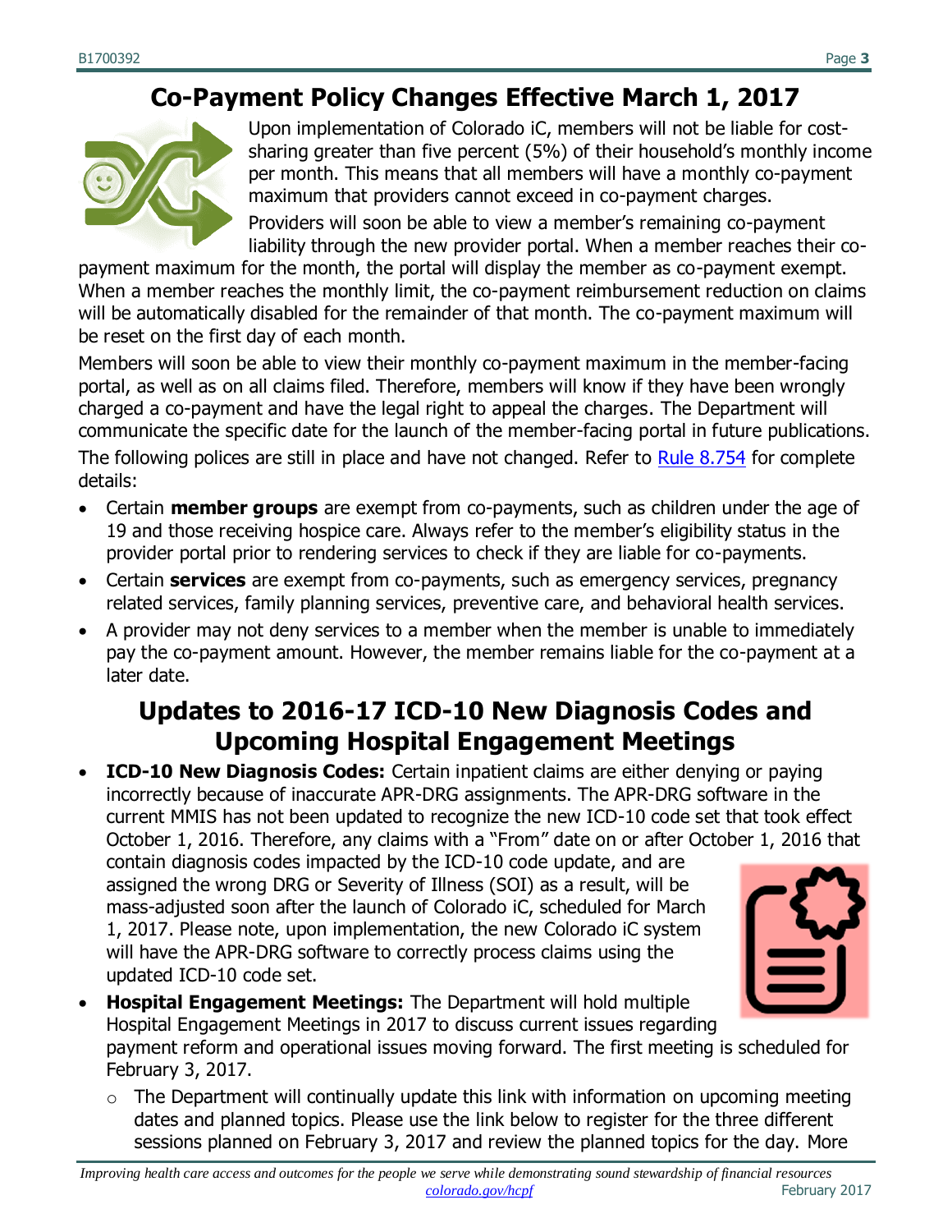## Co-Payment Policy Changes Effective March 1, 2017

Upon implementation of Colorado iC, members will not be liable for cost-sharing greater than five percent (5%) of their household's monthly income per month. This means that all members will have a monthly co-payment maximum that providers cannot exceed in co-payment charges.

Providers will soon be able to view a member's remaining co-payment liability through the new provider portal. When a member reaches their co-payment maximum for the month, the portal will display the member as co-payment exempt. When a member reaches the monthly limit, the co-payment reimbursement reduction on claims will be automatically disabled for the remainder of that month. The co-payment maximum will be reset on the first day of each month.

Members will soon be able to view their monthly co-payment maximum in the member-facing portal, as well as on all claims filed. Therefore, members will know if they have been wrongly charged a co-payment and have the legal right to appeal the charges. The Department will communicate the specific date for the launch of the member-facing portal in future publications.

The following polices are still in place and have not changed. Refer to [Rule 8.754]() for complete details:

- Certain **member groups** are exempt from co-payments, such as children under the age of 19 and those receiving hospice care. Always refer to the member's eligibility status in the provider portal prior to rendering services to check if they are liable for co-payments.
- Certain **services** are exempt from co-payments, such as emergency services, pregnancy related services, family planning services, preventive care, and behavioral health services.
- A provider may not deny services to a member when the member is unable to immediately pay the co-payment amount. However, the member remains liable for the co-payment at a later date.

## Updates to 2016-17 ICD-10 New Diagnosis Codes and Upcoming Hospital Engagement Meetings

- **ICD-10 New Diagnosis Codes:** Certain inpatient claims are either denying or paying incorrectly because of inaccurate APR-DRG assignments. The APR-DRG software in the current MMIS has not been updated to recognize the new ICD-10 code set that took effect October 1, 2016. Therefore, any claims with a "From" date on or after October 1, 2016 that contain diagnosis codes impacted by the ICD-10 code update, and are assigned the wrong DRG or Severity of Illness (SOI) as a result, will be mass-adjusted soon after the launch of Colorado iC, scheduled for March 1, 2017. Please note, upon implementation, the new Colorado iC system will have the APR-DRG software to correctly process claims using the updated ICD-10 code set.
- **Hospital Engagement Meetings:** The Department will hold multiple Hospital Engagement Meetings in 2017 to discuss current issues regarding payment reform and operational issues moving forward. The first meeting is scheduled for February 3, 2017.
  - The Department will continually update this link with information on upcoming meeting dates and planned topics. Please use the link below to register for the three different sessions planned on February 3, 2017 and review the planned topics for the day. More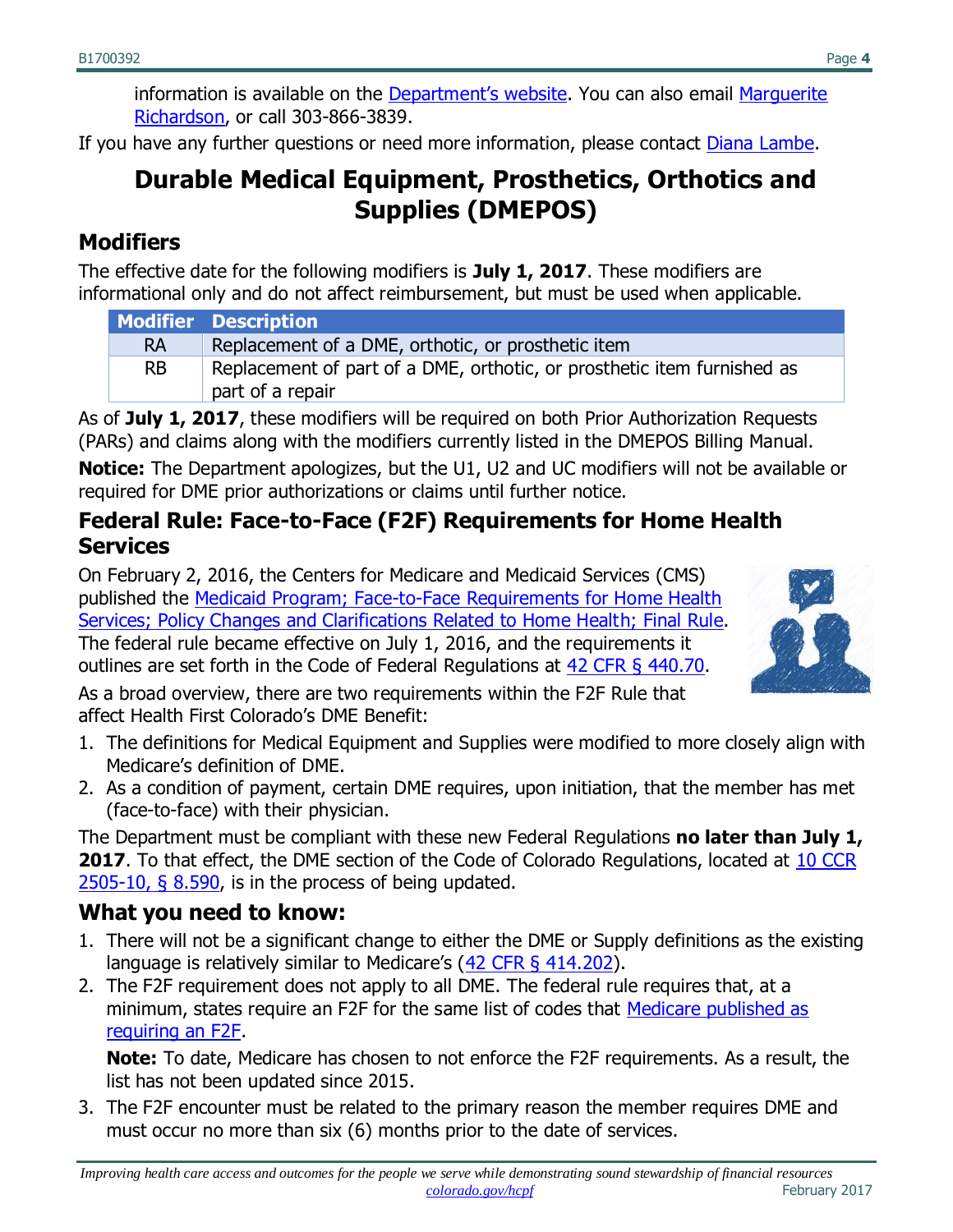information is available on the Department's website. You can also email Marguerite Richardson, or call 303-866-3839.

If you have any further questions or need more information, please contact Diana Lambe.

# Durable Medical Equipment, Prosthetics, Orthotics and Supplies (DMEPOS)

## Modifiers

The effective date for the following modifiers is **July 1, 2017**. These modifiers are informational only and do not affect reimbursement, but must be used when applicable.

| Modifier | Description |
|---|---|
| RA | Replacement of a DME, orthotic, or prosthetic item |
| RB | Replacement of part of a DME, orthotic, or prosthetic item furnished as part of a repair |

As of **July 1, 2017**, these modifiers will be required on both Prior Authorization Requests (PARs) and claims along with the modifiers currently listed in the DMEPOS Billing Manual.

**Notice:** The Department apologizes, but the U1, U2 and UC modifiers will not be available or required for DME prior authorizations or claims until further notice.

## Federal Rule: Face-to-Face (F2F) Requirements for Home Health Services

On February 2, 2016, the Centers for Medicare and Medicaid Services (CMS) published the Medicaid Program; Face-to-Face Requirements for Home Health Services; Policy Changes and Clarifications Related to Home Health; Final Rule. The federal rule became effective on July 1, 2016, and the requirements it outlines are set forth in the Code of Federal Regulations at 42 CFR § 440.70.

As a broad overview, there are two requirements within the F2F Rule that affect Health First Colorado's DME Benefit:

1. The definitions for Medical Equipment and Supplies were modified to more closely align with Medicare's definition of DME.
2. As a condition of payment, certain DME requires, upon initiation, that the member has met (face-to-face) with their physician.

The Department must be compliant with these new Federal Regulations **no later than July 1, 2017**. To that effect, the DME section of the Code of Colorado Regulations, located at 10 CCR 2505-10, § 8.590, is in the process of being updated.

## What you need to know:

1. There will not be a significant change to either the DME or Supply definitions as the existing language is relatively similar to Medicare's (42 CFR § 414.202).
2. The F2F requirement does not apply to all DME. The federal rule requires that, at a minimum, states require an F2F for the same list of codes that Medicare published as requiring an F2F.

   **Note:** To date, Medicare has chosen to not enforce the F2F requirements. As a result, the list has not been updated since 2015.
3. The F2F encounter must be related to the primary reason the member requires DME and must occur no more than six (6) months prior to the date of services.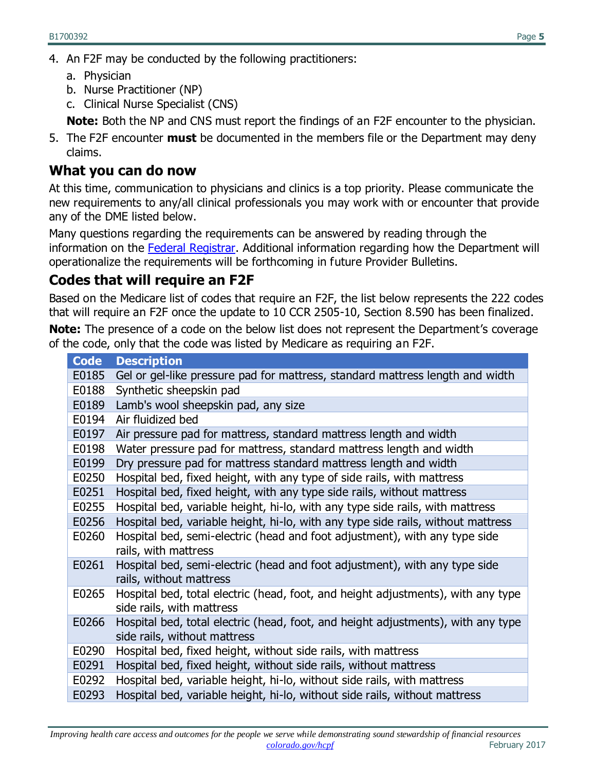4. An F2F may be conducted by the following practitioners:
   a. Physician
   b. Nurse Practitioner (NP)
   c. Clinical Nurse Specialist (CNS)

   **Note:** Both the NP and CNS must report the findings of an F2F encounter to the physician.
5. The F2F encounter **must** be documented in the members file or the Department may deny claims.

## What you can do now

At this time, communication to physicians and clinics is a top priority. Please communicate the new requirements to any/all clinical professionals you may work with or encounter that provide any of the DME listed below.

Many questions regarding the requirements can be answered by reading through the information on the [Federal Registrar](). Additional information regarding how the Department will operationalize the requirements will be forthcoming in future Provider Bulletins.

## Codes that will require an F2F

Based on the Medicare list of codes that require an F2F, the list below represents the 222 codes that will require an F2F once the update to 10 CCR 2505-10, Section 8.590 has been finalized.

**Note:** The presence of a code on the below list does not represent the Department's coverage of the code, only that the code was listed by Medicare as requiring an F2F.

| Code | Description |
|---|---|
| E0185 | Gel or gel-like pressure pad for mattress, standard mattress length and width |
| E0188 | Synthetic sheepskin pad |
| E0189 | Lamb's wool sheepskin pad, any size |
| E0194 | Air fluidized bed |
| E0197 | Air pressure pad for mattress, standard mattress length and width |
| E0198 | Water pressure pad for mattress, standard mattress length and width |
| E0199 | Dry pressure pad for mattress standard mattress length and width |
| E0250 | Hospital bed, fixed height, with any type of side rails, with mattress |
| E0251 | Hospital bed, fixed height, with any type side rails, without mattress |
| E0255 | Hospital bed, variable height, hi-lo, with any type side rails, with mattress |
| E0256 | Hospital bed, variable height, hi-lo, with any type side rails, without mattress |
| E0260 | Hospital bed, semi-electric (head and foot adjustment), with any type side rails, with mattress |
| E0261 | Hospital bed, semi-electric (head and foot adjustment), with any type side rails, without mattress |
| E0265 | Hospital bed, total electric (head, foot, and height adjustments), with any type side rails, with mattress |
| E0266 | Hospital bed, total electric (head, foot, and height adjustments), with any type side rails, without mattress |
| E0290 | Hospital bed, fixed height, without side rails, with mattress |
| E0291 | Hospital bed, fixed height, without side rails, without mattress |
| E0292 | Hospital bed, variable height, hi-lo, without side rails, with mattress |
| E0293 | Hospital bed, variable height, hi-lo, without side rails, without mattress |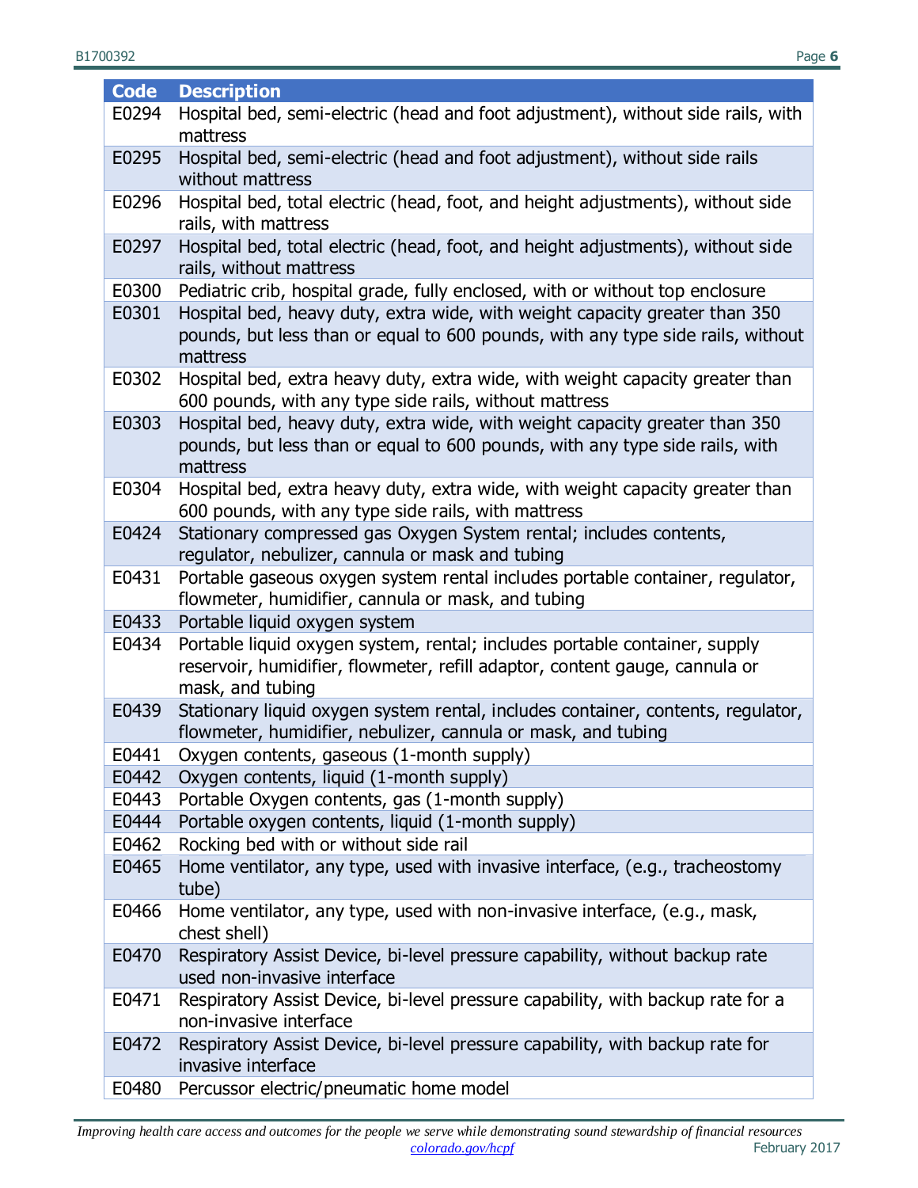| Code | Description |
|---|---|
| E0294 | Hospital bed, semi-electric (head and foot adjustment), without side rails, with mattress |
| E0295 | Hospital bed, semi-electric (head and foot adjustment), without side rails without mattress |
| E0296 | Hospital bed, total electric (head, foot, and height adjustments), without side rails, with mattress |
| E0297 | Hospital bed, total electric (head, foot, and height adjustments), without side rails, without mattress |
| E0300 | Pediatric crib, hospital grade, fully enclosed, with or without top enclosure |
| E0301 | Hospital bed, heavy duty, extra wide, with weight capacity greater than 350 pounds, but less than or equal to 600 pounds, with any type side rails, without mattress |
| E0302 | Hospital bed, extra heavy duty, extra wide, with weight capacity greater than 600 pounds, with any type side rails, without mattress |
| E0303 | Hospital bed, heavy duty, extra wide, with weight capacity greater than 350 pounds, but less than or equal to 600 pounds, with any type side rails, with mattress |
| E0304 | Hospital bed, extra heavy duty, extra wide, with weight capacity greater than 600 pounds, with any type side rails, with mattress |
| E0424 | Stationary compressed gas Oxygen System rental; includes contents, regulator, nebulizer, cannula or mask and tubing |
| E0431 | Portable gaseous oxygen system rental includes portable container, regulator, flowmeter, humidifier, cannula or mask, and tubing |
| E0433 | Portable liquid oxygen system |
| E0434 | Portable liquid oxygen system, rental; includes portable container, supply reservoir, humidifier, flowmeter, refill adaptor, content gauge, cannula or mask, and tubing |
| E0439 | Stationary liquid oxygen system rental, includes container, contents, regulator, flowmeter, humidifier, nebulizer, cannula or mask, and tubing |
| E0441 | Oxygen contents, gaseous (1-month supply) |
| E0442 | Oxygen contents, liquid (1-month supply) |
| E0443 | Portable Oxygen contents, gas (1-month supply) |
| E0444 | Portable oxygen contents, liquid (1-month supply) |
| E0462 | Rocking bed with or without side rail |
| E0465 | Home ventilator, any type, used with invasive interface, (e.g., tracheostomy tube) |
| E0466 | Home ventilator, any type, used with non-invasive interface, (e.g., mask, chest shell) |
| E0470 | Respiratory Assist Device, bi-level pressure capability, without backup rate used non-invasive interface |
| E0471 | Respiratory Assist Device, bi-level pressure capability, with backup rate for a non-invasive interface |
| E0472 | Respiratory Assist Device, bi-level pressure capability, with backup rate for invasive interface |
| E0480 | Percussor electric/pneumatic home model |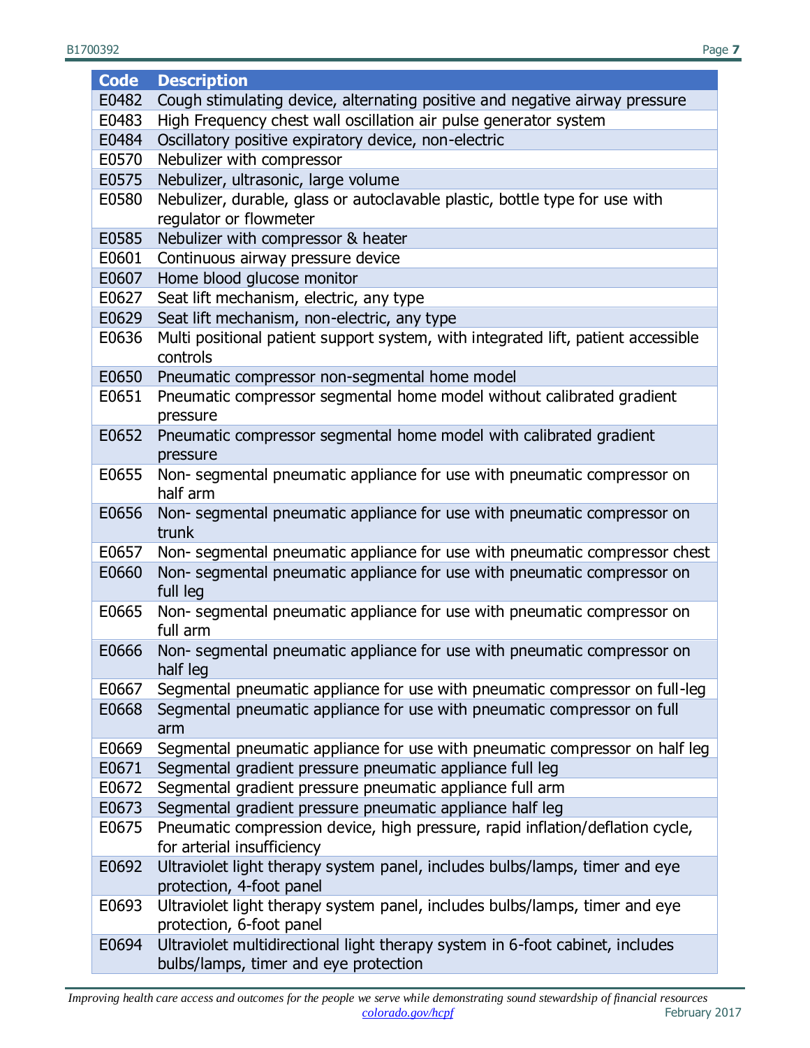| Code | Description |
|---|---|
| E0482 | Cough stimulating device, alternating positive and negative airway pressure |
| E0483 | High Frequency chest wall oscillation air pulse generator system |
| E0484 | Oscillatory positive expiratory device, non-electric |
| E0570 | Nebulizer with compressor |
| E0575 | Nebulizer, ultrasonic, large volume |
| E0580 | Nebulizer, durable, glass or autoclavable plastic, bottle type for use with regulator or flowmeter |
| E0585 | Nebulizer with compressor & heater |
| E0601 | Continuous airway pressure device |
| E0607 | Home blood glucose monitor |
| E0627 | Seat lift mechanism, electric, any type |
| E0629 | Seat lift mechanism, non-electric, any type |
| E0636 | Multi positional patient support system, with integrated lift, patient accessible controls |
| E0650 | Pneumatic compressor non-segmental home model |
| E0651 | Pneumatic compressor segmental home model without calibrated gradient pressure |
| E0652 | Pneumatic compressor segmental home model with calibrated gradient pressure |
| E0655 | Non- segmental pneumatic appliance for use with pneumatic compressor on half arm |
| E0656 | Non- segmental pneumatic appliance for use with pneumatic compressor on trunk |
| E0657 | Non- segmental pneumatic appliance for use with pneumatic compressor chest |
| E0660 | Non- segmental pneumatic appliance for use with pneumatic compressor on full leg |
| E0665 | Non- segmental pneumatic appliance for use with pneumatic compressor on full arm |
| E0666 | Non- segmental pneumatic appliance for use with pneumatic compressor on half leg |
| E0667 | Segmental pneumatic appliance for use with pneumatic compressor on full-leg |
| E0668 | Segmental pneumatic appliance for use with pneumatic compressor on full arm |
| E0669 | Segmental pneumatic appliance for use with pneumatic compressor on half leg |
| E0671 | Segmental gradient pressure pneumatic appliance full leg |
| E0672 | Segmental gradient pressure pneumatic appliance full arm |
| E0673 | Segmental gradient pressure pneumatic appliance half leg |
| E0675 | Pneumatic compression device, high pressure, rapid inflation/deflation cycle, for arterial insufficiency |
| E0692 | Ultraviolet light therapy system panel, includes bulbs/lamps, timer and eye protection, 4-foot panel |
| E0693 | Ultraviolet light therapy system panel, includes bulbs/lamps, timer and eye protection, 6-foot panel |
| E0694 | Ultraviolet multidirectional light therapy system in 6-foot cabinet, includes bulbs/lamps, timer and eye protection |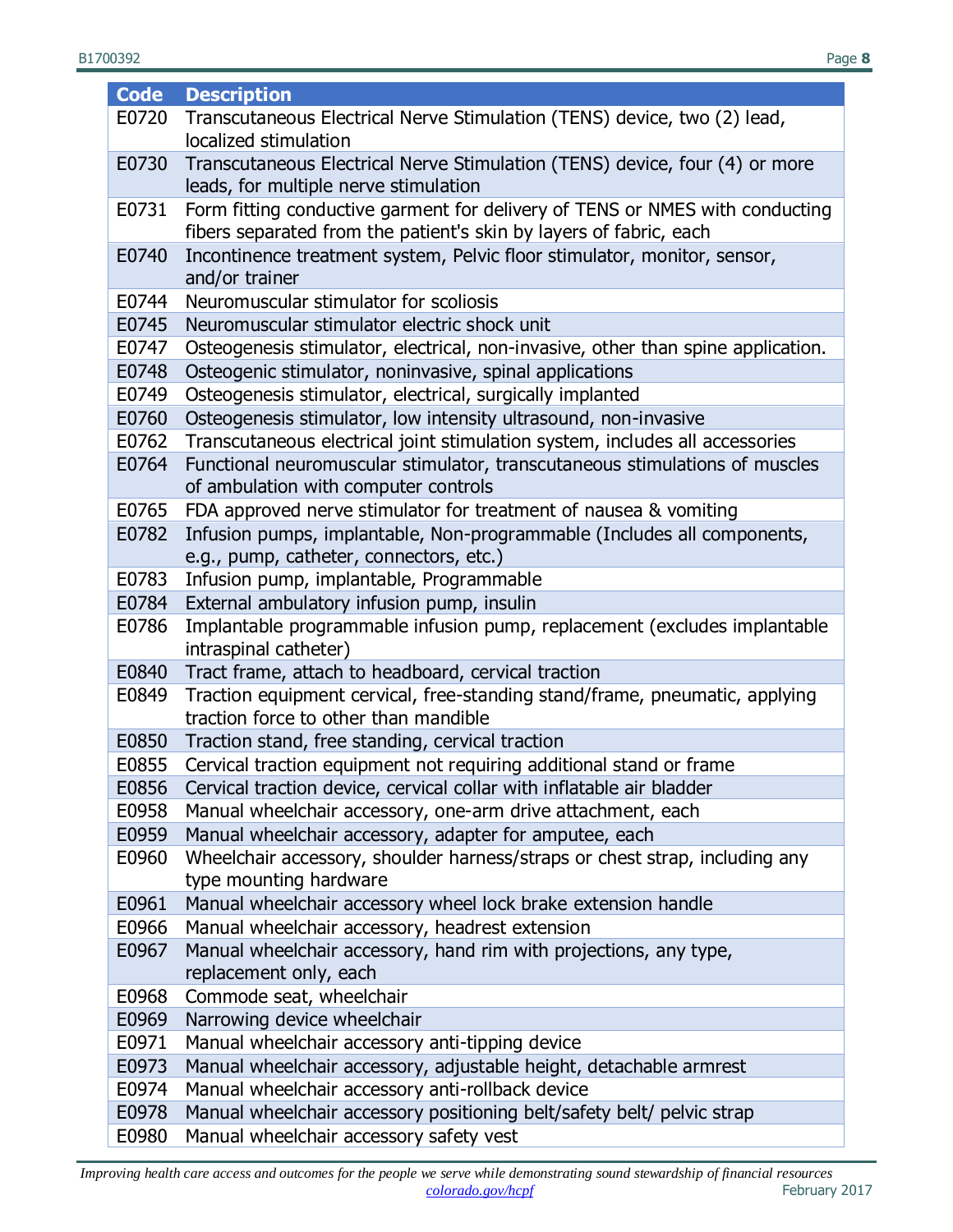| Code | Description |
|---|---|
| E0720 | Transcutaneous Electrical Nerve Stimulation (TENS) device, two (2) lead, localized stimulation |
| E0730 | Transcutaneous Electrical Nerve Stimulation (TENS) device, four (4) or more leads, for multiple nerve stimulation |
| E0731 | Form fitting conductive garment for delivery of TENS or NMES with conducting fibers separated from the patient's skin by layers of fabric, each |
| E0740 | Incontinence treatment system, Pelvic floor stimulator, monitor, sensor, and/or trainer |
| E0744 | Neuromuscular stimulator for scoliosis |
| E0745 | Neuromuscular stimulator electric shock unit |
| E0747 | Osteogenesis stimulator, electrical, non-invasive, other than spine application. |
| E0748 | Osteogenic stimulator, noninvasive, spinal applications |
| E0749 | Osteogenesis stimulator, electrical, surgically implanted |
| E0760 | Osteogenesis stimulator, low intensity ultrasound, non-invasive |
| E0762 | Transcutaneous electrical joint stimulation system, includes all accessories |
| E0764 | Functional neuromuscular stimulator, transcutaneous stimulations of muscles of ambulation with computer controls |
| E0765 | FDA approved nerve stimulator for treatment of nausea & vomiting |
| E0782 | Infusion pumps, implantable, Non-programmable (Includes all components, e.g., pump, catheter, connectors, etc.) |
| E0783 | Infusion pump, implantable, Programmable |
| E0784 | External ambulatory infusion pump, insulin |
| E0786 | Implantable programmable infusion pump, replacement (excludes implantable intraspinal catheter) |
| E0840 | Tract frame, attach to headboard, cervical traction |
| E0849 | Traction equipment cervical, free-standing stand/frame, pneumatic, applying traction force to other than mandible |
| E0850 | Traction stand, free standing, cervical traction |
| E0855 | Cervical traction equipment not requiring additional stand or frame |
| E0856 | Cervical traction device, cervical collar with inflatable air bladder |
| E0958 | Manual wheelchair accessory, one-arm drive attachment, each |
| E0959 | Manual wheelchair accessory, adapter for amputee, each |
| E0960 | Wheelchair accessory, shoulder harness/straps or chest strap, including any type mounting hardware |
| E0961 | Manual wheelchair accessory wheel lock brake extension handle |
| E0966 | Manual wheelchair accessory, headrest extension |
| E0967 | Manual wheelchair accessory, hand rim with projections, any type, replacement only, each |
| E0968 | Commode seat, wheelchair |
| E0969 | Narrowing device wheelchair |
| E0971 | Manual wheelchair accessory anti-tipping device |
| E0973 | Manual wheelchair accessory, adjustable height, detachable armrest |
| E0974 | Manual wheelchair accessory anti-rollback device |
| E0978 | Manual wheelchair accessory positioning belt/safety belt/ pelvic strap |
| E0980 | Manual wheelchair accessory safety vest |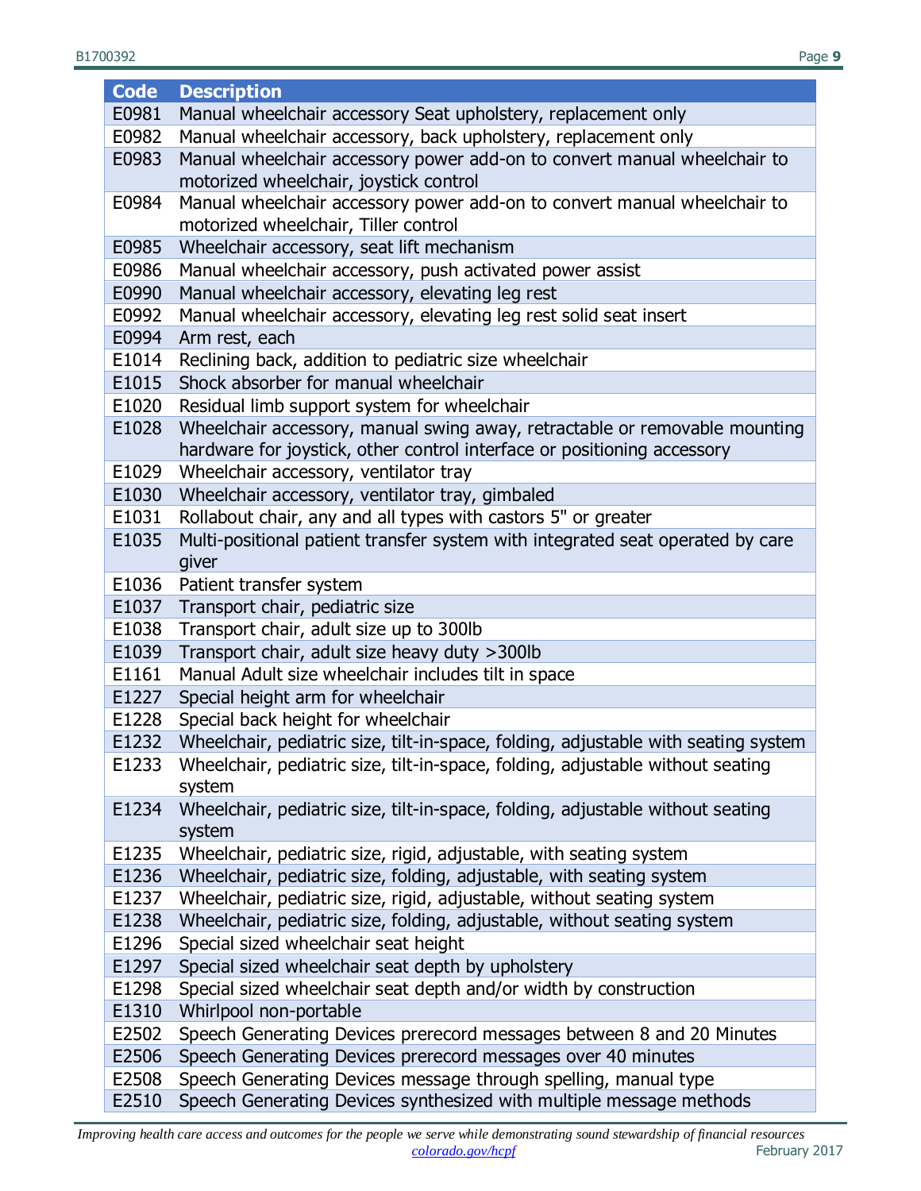| Code | Description |
|---|---|
| E0981 | Manual wheelchair accessory Seat upholstery, replacement only |
| E0982 | Manual wheelchair accessory, back upholstery, replacement only |
| E0983 | Manual wheelchair accessory power add-on to convert manual wheelchair to motorized wheelchair, joystick control |
| E0984 | Manual wheelchair accessory power add-on to convert manual wheelchair to motorized wheelchair, Tiller control |
| E0985 | Wheelchair accessory, seat lift mechanism |
| E0986 | Manual wheelchair accessory, push activated power assist |
| E0990 | Manual wheelchair accessory, elevating leg rest |
| E0992 | Manual wheelchair accessory, elevating leg rest solid seat insert |
| E0994 | Arm rest, each |
| E1014 | Reclining back, addition to pediatric size wheelchair |
| E1015 | Shock absorber for manual wheelchair |
| E1020 | Residual limb support system for wheelchair |
| E1028 | Wheelchair accessory, manual swing away, retractable or removable mounting hardware for joystick, other control interface or positioning accessory |
| E1029 | Wheelchair accessory, ventilator tray |
| E1030 | Wheelchair accessory, ventilator tray, gimbaled |
| E1031 | Rollabout chair, any and all types with castors 5" or greater |
| E1035 | Multi-positional patient transfer system with integrated seat operated by care giver |
| E1036 | Patient transfer system |
| E1037 | Transport chair, pediatric size |
| E1038 | Transport chair, adult size up to 300lb |
| E1039 | Transport chair, adult size heavy duty >300lb |
| E1161 | Manual Adult size wheelchair includes tilt in space |
| E1227 | Special height arm for wheelchair |
| E1228 | Special back height for wheelchair |
| E1232 | Wheelchair, pediatric size, tilt-in-space, folding, adjustable with seating system |
| E1233 | Wheelchair, pediatric size, tilt-in-space, folding, adjustable without seating system |
| E1234 | Wheelchair, pediatric size, tilt-in-space, folding, adjustable without seating system |
| E1235 | Wheelchair, pediatric size, rigid, adjustable, with seating system |
| E1236 | Wheelchair, pediatric size, folding, adjustable, with seating system |
| E1237 | Wheelchair, pediatric size, rigid, adjustable, without seating system |
| E1238 | Wheelchair, pediatric size, folding, adjustable, without seating system |
| E1296 | Special sized wheelchair seat height |
| E1297 | Special sized wheelchair seat depth by upholstery |
| E1298 | Special sized wheelchair seat depth and/or width by construction |
| E1310 | Whirlpool non-portable |
| E2502 | Speech Generating Devices prerecord messages between 8 and 20 Minutes |
| E2506 | Speech Generating Devices prerecord messages over 40 minutes |
| E2508 | Speech Generating Devices message through spelling, manual type |
| E2510 | Speech Generating Devices synthesized with multiple message methods |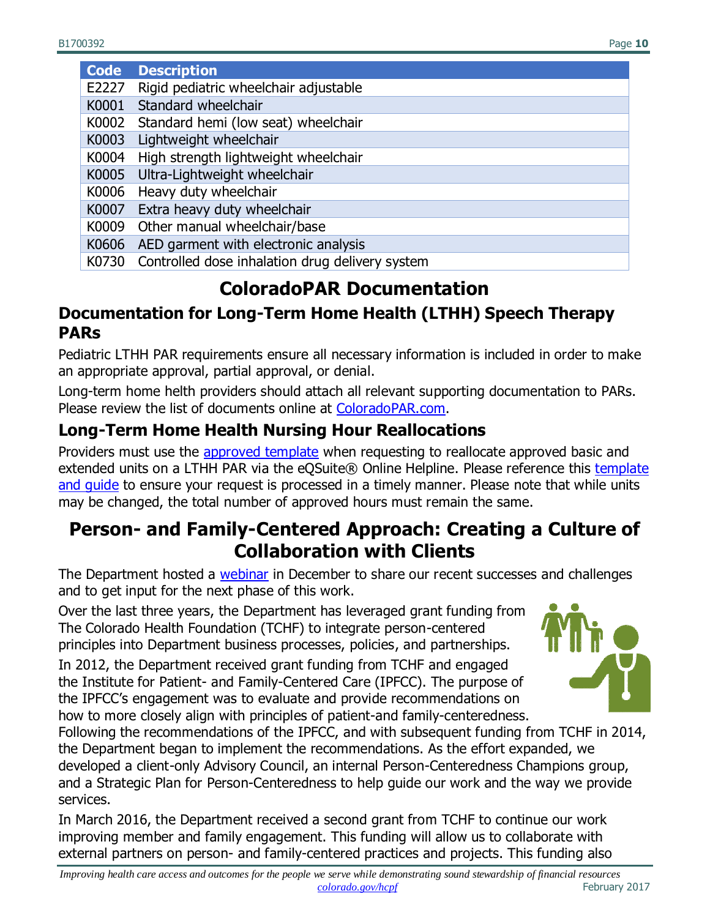| Code | Description |
|---|---|
| E2227 | Rigid pediatric wheelchair adjustable |
| K0001 | Standard wheelchair |
| K0002 | Standard hemi (low seat) wheelchair |
| K0003 | Lightweight wheelchair |
| K0004 | High strength lightweight wheelchair |
| K0005 | Ultra-Lightweight wheelchair |
| K0006 | Heavy duty wheelchair |
| K0007 | Extra heavy duty wheelchair |
| K0009 | Other manual wheelchair/base |
| K0606 | AED garment with electronic analysis |
| K0730 | Controlled dose inhalation drug delivery system |

# ColoradoPAR Documentation

## Documentation for Long-Term Home Health (LTHH) Speech Therapy PARs

Pediatric LTHH PAR requirements ensure all necessary information is included in order to make an appropriate approval, partial approval, or denial.

Long-term home helth providers should attach all relevant supporting documentation to PARs. Please review the list of documents online at ColoradoPAR.com.

## Long-Term Home Health Nursing Hour Reallocations

Providers must use the approved template when requesting to reallocate approved basic and extended units on a LTHH PAR via the eQSuite® Online Helpline. Please reference this template and guide to ensure your request is processed in a timely manner. Please note that while units may be changed, the total number of approved hours must remain the same.

# Person- and Family-Centered Approach: Creating a Culture of Collaboration with Clients

The Department hosted a webinar in December to share our recent successes and challenges and to get input for the next phase of this work.

Over the last three years, the Department has leveraged grant funding from The Colorado Health Foundation (TCHF) to integrate person-centered principles into Department business processes, policies, and partnerships.

In 2012, the Department received grant funding from TCHF and engaged the Institute for Patient- and Family-Centered Care (IPFCC). The purpose of the IPFCC's engagement was to evaluate and provide recommendations on how to more closely align with principles of patient-and family-centeredness. Following the recommendations of the IPFCC, and with subsequent funding from TCHF in 2014, the Department began to implement the recommendations. As the effort expanded, we developed a client-only Advisory Council, an internal Person-Centeredness Champions group, and a Strategic Plan for Person-Centeredness to help guide our work and the way we provide services.

In March 2016, the Department received a second grant from TCHF to continue our work improving member and family engagement. This funding will allow us to collaborate with external partners on person- and family-centered practices and projects. This funding also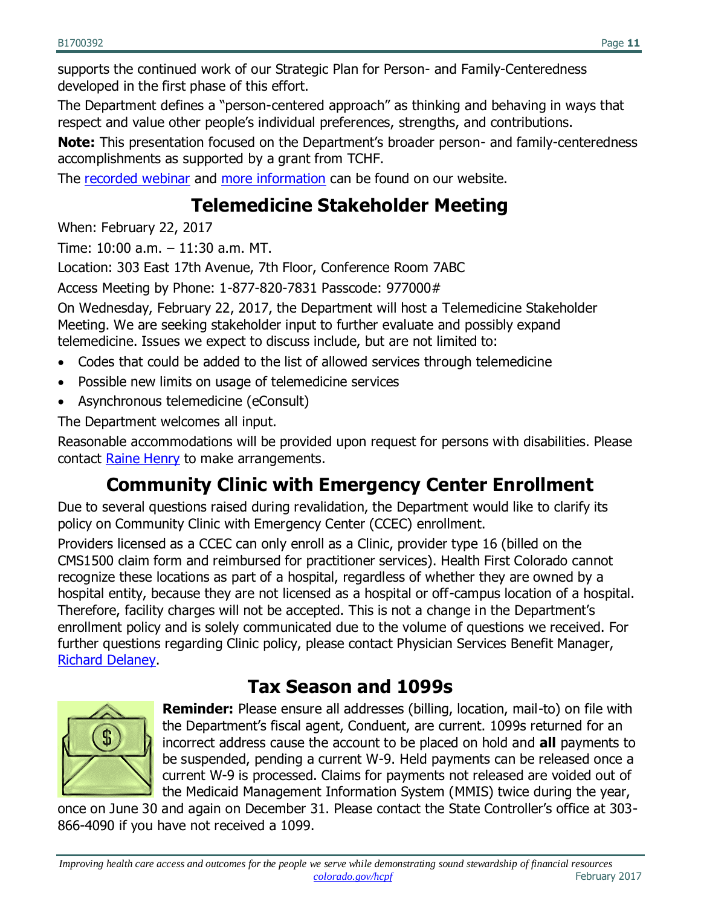supports the continued work of our Strategic Plan for Person- and Family-Centeredness developed in the first phase of this effort.

The Department defines a "person-centered approach" as thinking and behaving in ways that respect and value other people's individual preferences, strengths, and contributions.

**Note:** This presentation focused on the Department's broader person- and family-centeredness accomplishments as supported by a grant from TCHF.

The recorded webinar and more information can be found on our website.

## Telemedicine Stakeholder Meeting

When: February 22, 2017

Time: 10:00 a.m. – 11:30 a.m. MT.

Location: 303 East 17th Avenue, 7th Floor, Conference Room 7ABC

Access Meeting by Phone: 1-877-820-7831 Passcode: 977000#

On Wednesday, February 22, 2017, the Department will host a Telemedicine Stakeholder Meeting. We are seeking stakeholder input to further evaluate and possibly expand telemedicine. Issues we expect to discuss include, but are not limited to:

- Codes that could be added to the list of allowed services through telemedicine
- Possible new limits on usage of telemedicine services
- Asynchronous telemedicine (eConsult)

The Department welcomes all input.

Reasonable accommodations will be provided upon request for persons with disabilities. Please contact Raine Henry to make arrangements.

## Community Clinic with Emergency Center Enrollment

Due to several questions raised during revalidation, the Department would like to clarify its policy on Community Clinic with Emergency Center (CCEC) enrollment.

Providers licensed as a CCEC can only enroll as a Clinic, provider type 16 (billed on the CMS1500 claim form and reimbursed for practitioner services). Health First Colorado cannot recognize these locations as part of a hospital, regardless of whether they are owned by a hospital entity, because they are not licensed as a hospital or off-campus location of a hospital. Therefore, facility charges will not be accepted. This is not a change in the Department's enrollment policy and is solely communicated due to the volume of questions we received. For further questions regarding Clinic policy, please contact Physician Services Benefit Manager, Richard Delaney.

## Tax Season and 1099s

**Reminder:** Please ensure all addresses (billing, location, mail-to) on file with the Department's fiscal agent, Conduent, are current. 1099s returned for an incorrect address cause the account to be placed on hold and **all** payments to be suspended, pending a current W-9. Held payments can be released once a current W-9 is processed. Claims for payments not released are voided out of the Medicaid Management Information System (MMIS) twice during the year, once on June 30 and again on December 31. Please contact the State Controller's office at 303-866-4090 if you have not received a 1099.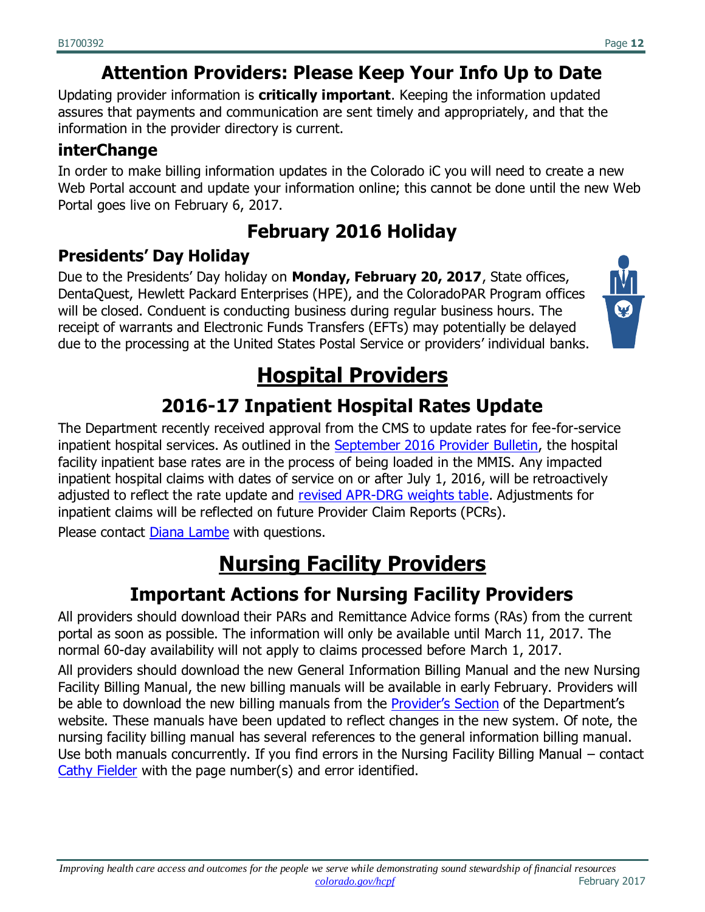## Attention Providers: Please Keep Your Info Up to Date

Updating provider information is **critically important**. Keeping the information updated assures that payments and communication are sent timely and appropriately, and that the information in the provider directory is current.

### interChange

In order to make billing information updates in the Colorado iC you will need to create a new Web Portal account and update your information online; this cannot be done until the new Web Portal goes live on February 6, 2017.

## February 2016 Holiday

### Presidents' Day Holiday

Due to the Presidents' Day holiday on **Monday, February 20, 2017**, State offices, DentaQuest, Hewlett Packard Enterprises (HPE), and the ColoradoPAR Program offices will be closed. Conduent is conducting business during regular business hours. The receipt of warrants and Electronic Funds Transfers (EFTs) may potentially be delayed due to the processing at the United States Postal Service or providers' individual banks.

# Hospital Providers

## 2016-17 Inpatient Hospital Rates Update

The Department recently received approval from the CMS to update rates for fee-for-service inpatient hospital services. As outlined in the September 2016 Provider Bulletin, the hospital facility inpatient base rates are in the process of being loaded in the MMIS. Any impacted inpatient hospital claims with dates of service on or after July 1, 2016, will be retroactively adjusted to reflect the rate update and revised APR-DRG weights table. Adjustments for inpatient claims will be reflected on future Provider Claim Reports (PCRs).

Please contact Diana Lambe with questions.

# Nursing Facility Providers

## Important Actions for Nursing Facility Providers

All providers should download their PARs and Remittance Advice forms (RAs) from the current portal as soon as possible. The information will only be available until March 11, 2017. The normal 60-day availability will not apply to claims processed before March 1, 2017.

All providers should download the new General Information Billing Manual and the new Nursing Facility Billing Manual, the new billing manuals will be available in early February. Providers will be able to download the new billing manuals from the Provider's Section of the Department's website. These manuals have been updated to reflect changes in the new system. Of note, the nursing facility billing manual has several references to the general information billing manual. Use both manuals concurrently. If you find errors in the Nursing Facility Billing Manual – contact Cathy Fielder with the page number(s) and error identified.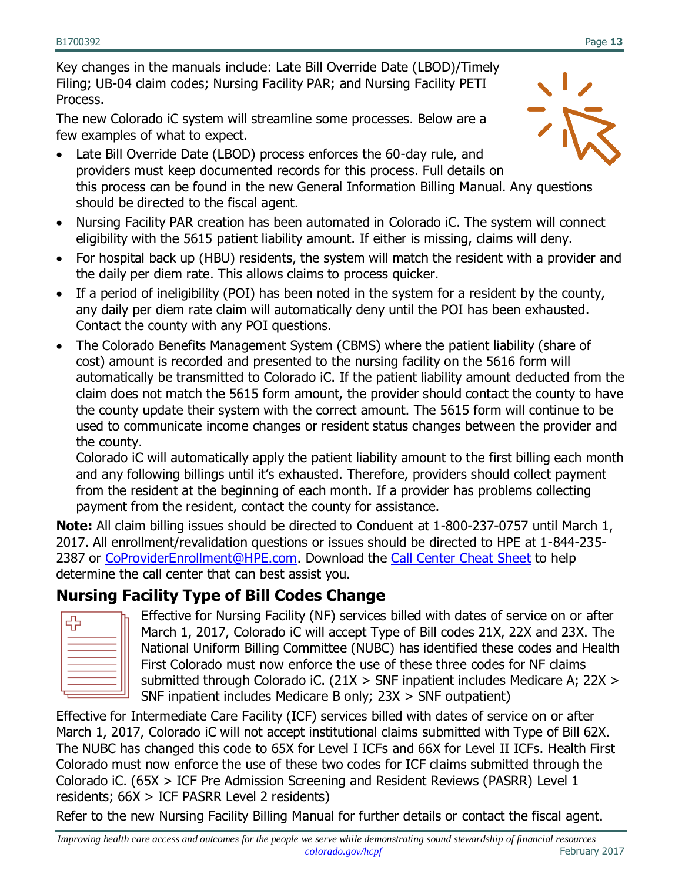Key changes in the manuals include: Late Bill Override Date (LBOD)/Timely Filing; UB-04 claim codes; Nursing Facility PAR; and Nursing Facility PETI Process.

The new Colorado iC system will streamline some processes. Below are a few examples of what to expect.

- Late Bill Override Date (LBOD) process enforces the 60-day rule, and providers must keep documented records for this process. Full details on this process can be found in the new General Information Billing Manual. Any questions should be directed to the fiscal agent.
- Nursing Facility PAR creation has been automated in Colorado iC. The system will connect eligibility with the 5615 patient liability amount. If either is missing, claims will deny.
- For hospital back up (HBU) residents, the system will match the resident with a provider and the daily per diem rate. This allows claims to process quicker.
- If a period of ineligibility (POI) has been noted in the system for a resident by the county, any daily per diem rate claim will automatically deny until the POI has been exhausted. Contact the county with any POI questions.
- The Colorado Benefits Management System (CBMS) where the patient liability (share of cost) amount is recorded and presented to the nursing facility on the 5616 form will automatically be transmitted to Colorado iC. If the patient liability amount deducted from the claim does not match the 5615 form amount, the provider should contact the county to have the county update their system with the correct amount. The 5615 form will continue to be used to communicate income changes or resident status changes between the provider and the county.

  Colorado iC will automatically apply the patient liability amount to the first billing each month and any following billings until it's exhausted. Therefore, providers should collect payment from the resident at the beginning of each month. If a provider has problems collecting payment from the resident, contact the county for assistance.

**Note:** All claim billing issues should be directed to Conduent at 1-800-237-0757 until March 1, 2017. All enrollment/revalidation questions or issues should be directed to HPE at 1-844-235-2387 or CoProviderEnrollment@HPE.com. Download the Call Center Cheat Sheet to help determine the call center that can best assist you.

## Nursing Facility Type of Bill Codes Change

Effective for Nursing Facility (NF) services billed with dates of service on or after March 1, 2017, Colorado iC will accept Type of Bill codes 21X, 22X and 23X. The National Uniform Billing Committee (NUBC) has identified these codes and Health First Colorado must now enforce the use of these three codes for NF claims submitted through Colorado iC. (21X > SNF inpatient includes Medicare A; 22X > SNF inpatient includes Medicare B only; 23X > SNF outpatient)

Effective for Intermediate Care Facility (ICF) services billed with dates of service on or after March 1, 2017, Colorado iC will not accept institutional claims submitted with Type of Bill 62X. The NUBC has changed this code to 65X for Level I ICFs and 66X for Level II ICFs. Health First Colorado must now enforce the use of these two codes for ICF claims submitted through the Colorado iC. (65X > ICF Pre Admission Screening and Resident Reviews (PASRR) Level 1 residents; 66X > ICF PASRR Level 2 residents)

Refer to the new Nursing Facility Billing Manual for further details or contact the fiscal agent.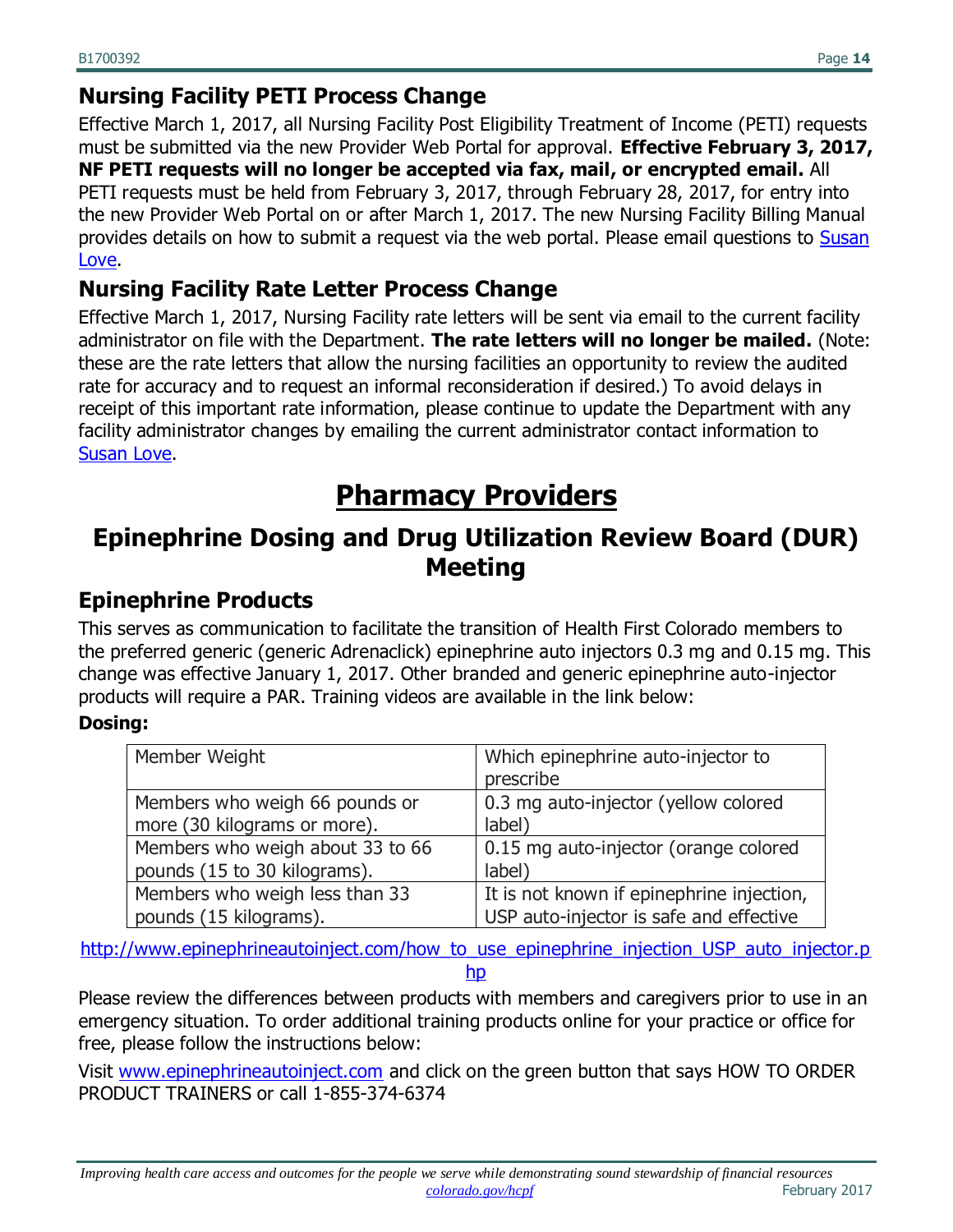## Nursing Facility PETI Process Change

Effective March 1, 2017, all Nursing Facility Post Eligibility Treatment of Income (PETI) requests must be submitted via the new Provider Web Portal for approval. **Effective February 3, 2017, NF PETI requests will no longer be accepted via fax, mail, or encrypted email.** All PETI requests must be held from February 3, 2017, through February 28, 2017, for entry into the new Provider Web Portal on or after March 1, 2017. The new Nursing Facility Billing Manual provides details on how to submit a request via the web portal. Please email questions to Susan Love.

## Nursing Facility Rate Letter Process Change

Effective March 1, 2017, Nursing Facility rate letters will be sent via email to the current facility administrator on file with the Department. **The rate letters will no longer be mailed.** (Note: these are the rate letters that allow the nursing facilities an opportunity to review the audited rate for accuracy and to request an informal reconsideration if desired.) To avoid delays in receipt of this important rate information, please continue to update the Department with any facility administrator changes by emailing the current administrator contact information to Susan Love.

# Pharmacy Providers

## Epinephrine Dosing and Drug Utilization Review Board (DUR) Meeting

### Epinephrine Products

This serves as communication to facilitate the transition of Health First Colorado members to the preferred generic (generic Adrenaclick) epinephrine auto injectors 0.3 mg and 0.15 mg. This change was effective January 1, 2017. Other branded and generic epinephrine auto-injector products will require a PAR. Training videos are available in the link below:

**Dosing:**

| Member Weight | Which epinephrine auto-injector to prescribe |
|---|---|
| Members who weigh 66 pounds or more (30 kilograms or more). | 0.3 mg auto-injector (yellow colored label) |
| Members who weigh about 33 to 66 pounds (15 to 30 kilograms). | 0.15 mg auto-injector (orange colored label) |
| Members who weigh less than 33 pounds (15 kilograms). | It is not known if epinephrine injection, USP auto-injector is safe and effective |

http://www.epinephrineautoinject.com/how_to_use_epinephrine_injection_USP_auto_injector.php

Please review the differences between products with members and caregivers prior to use in an emergency situation. To order additional training products online for your practice or office for free, please follow the instructions below:

Visit www.epinephrineautoinject.com and click on the green button that says HOW TO ORDER PRODUCT TRAINERS or call 1-855-374-6374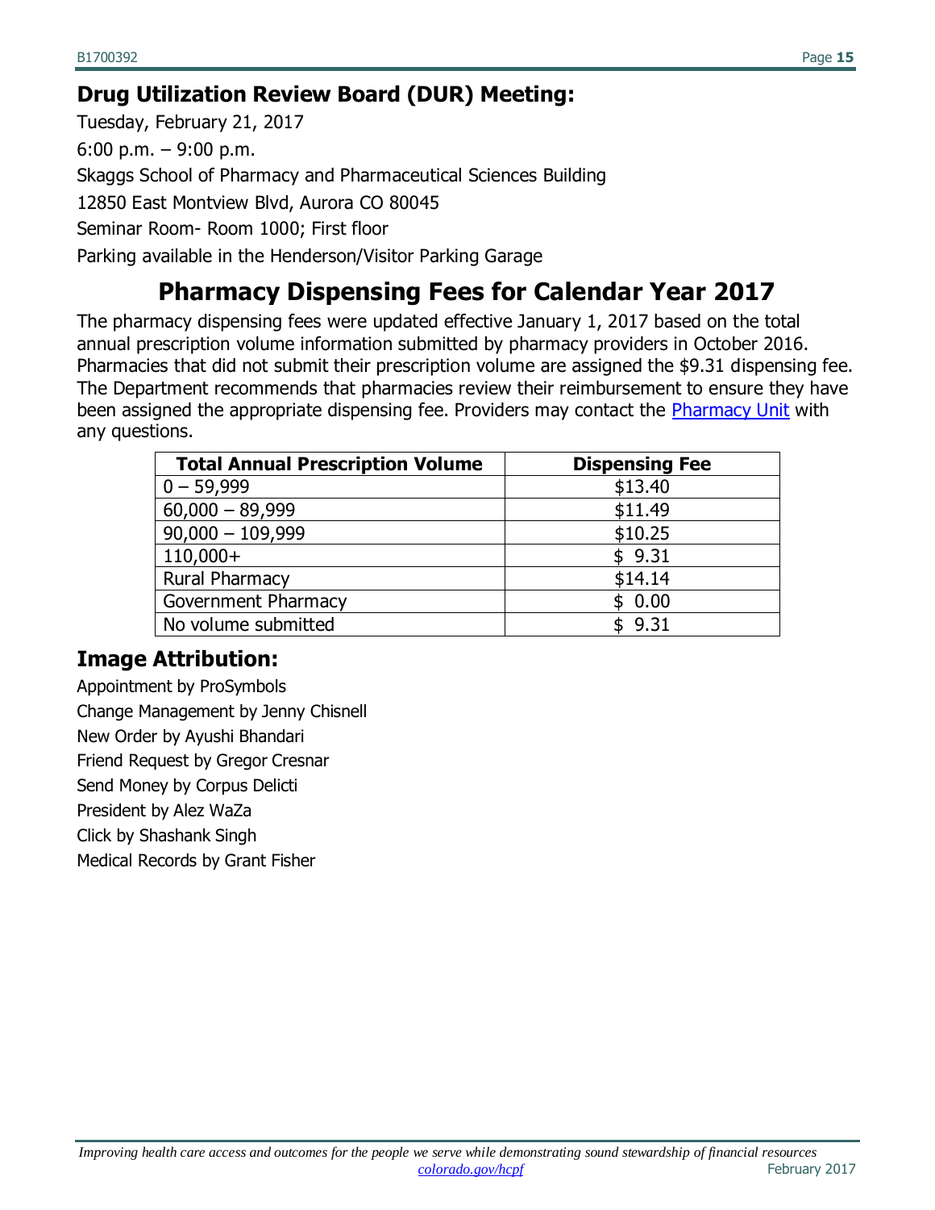## Drug Utilization Review Board (DUR) Meeting:

Tuesday, February 21, 2017

6:00 p.m. – 9:00 p.m.

Skaggs School of Pharmacy and Pharmaceutical Sciences Building

12850 East Montview Blvd, Aurora CO 80045

Seminar Room- Room 1000; First floor

Parking available in the Henderson/Visitor Parking Garage

# Pharmacy Dispensing Fees for Calendar Year 2017

The pharmacy dispensing fees were updated effective January 1, 2017 based on the total annual prescription volume information submitted by pharmacy providers in October 2016. Pharmacies that did not submit their prescription volume are assigned the $9.31 dispensing fee. The Department recommends that pharmacies review their reimbursement to ensure they have been assigned the appropriate dispensing fee. Providers may contact the Pharmacy Unit with any questions.

| Total Annual Prescription Volume | Dispensing Fee |
|---|---|
| 0 – 59,999 | $13.40 |
| 60,000 – 89,999 | $11.49 |
| 90,000 – 109,999 | $10.25 |
| 110,000+ | $ 9.31 |
| Rural Pharmacy | $14.14 |
| Government Pharmacy | $ 0.00 |
| No volume submitted | $ 9.31 |

## Image Attribution:

Appointment by ProSymbols

Change Management by Jenny Chisnell

New Order by Ayushi Bhandari

Friend Request by Gregor Cresnar

Send Money by Corpus Delicti

President by Alez WaZa

Click by Shashank Singh

Medical Records by Grant Fisher